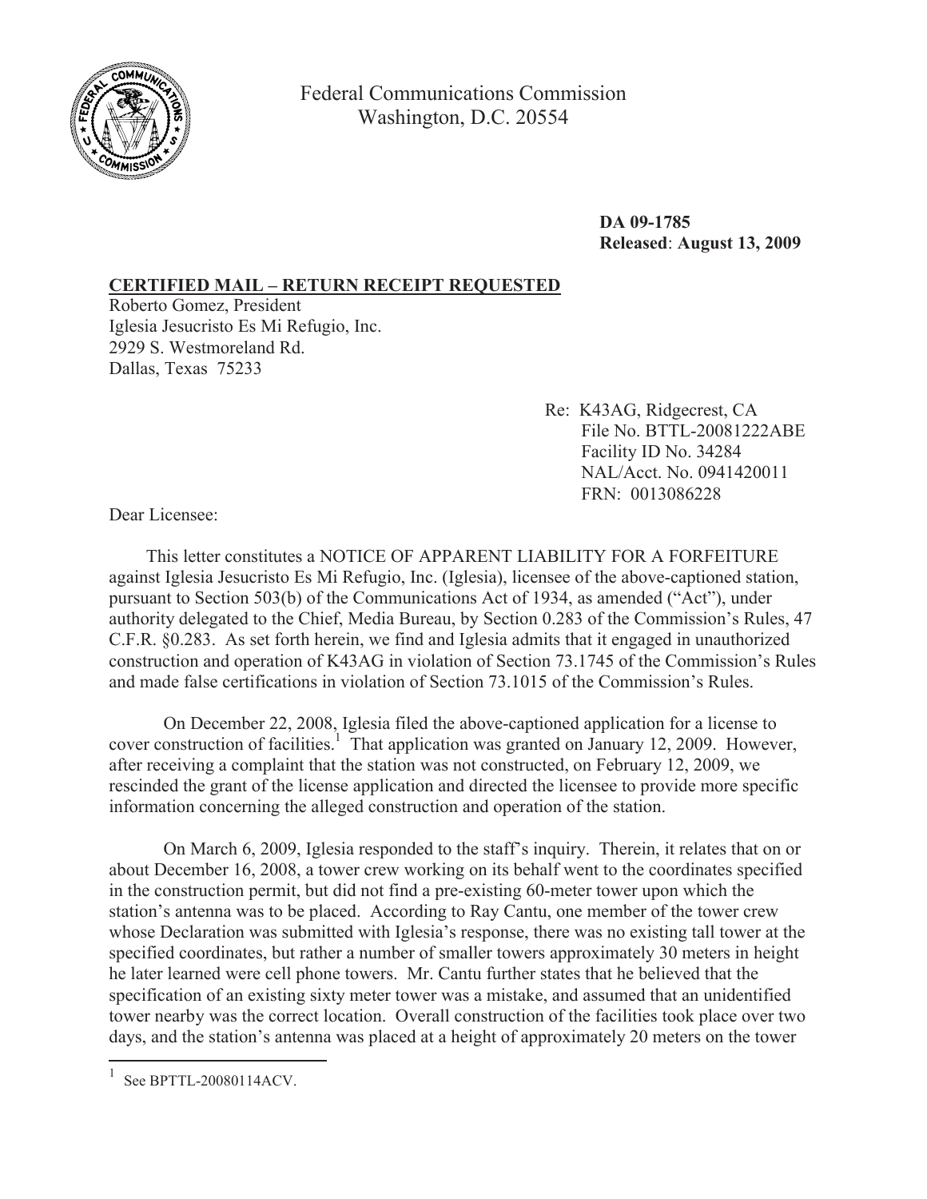Federal Communications Commission
Washington, D.C. 20554

**DA 09-1785**
**Released**: **August 13, 2009**

**CERTIFIED MAIL – RETURN RECEIPT REQUESTED**

Roberto Gomez, President
Iglesia Jesucristo Es Mi Refugio, Inc.
2929 S. Westmoreland Rd.
Dallas, Texas 75233

Re: K43AG, Ridgecrest, CA
File No. BTTL-20081222ABE
Facility ID No. 34284
NAL/Acct. No. 0941420011
FRN: 0013086228

Dear Licensee:

This letter constitutes a NOTICE OF APPARENT LIABILITY FOR A FORFEITURE against Iglesia Jesucristo Es Mi Refugio, Inc. (Iglesia), licensee of the above-captioned station, pursuant to Section 503(b) of the Communications Act of 1934, as amended ("Act"), under authority delegated to the Chief, Media Bureau, by Section 0.283 of the Commission's Rules, 47 C.F.R. §0.283. As set forth herein, we find and Iglesia admits that it engaged in unauthorized construction and operation of K43AG in violation of Section 73.1745 of the Commission's Rules and made false certifications in violation of Section 73.1015 of the Commission's Rules.

On December 22, 2008, Iglesia filed the above-captioned application for a license to cover construction of facilities.[1] That application was granted on January 12, 2009. However, after receiving a complaint that the station was not constructed, on February 12, 2009, we rescinded the grant of the license application and directed the licensee to provide more specific information concerning the alleged construction and operation of the station.

On March 6, 2009, Iglesia responded to the staff's inquiry. Therein, it relates that on or about December 16, 2008, a tower crew working on its behalf went to the coordinates specified in the construction permit, but did not find a pre-existing 60-meter tower upon which the station's antenna was to be placed. According to Ray Cantu, one member of the tower crew whose Declaration was submitted with Iglesia's response, there was no existing tall tower at the specified coordinates, but rather a number of smaller towers approximately 30 meters in height he later learned were cell phone towers. Mr. Cantu further states that he believed that the specification of an existing sixty meter tower was a mistake, and assumed that an unidentified tower nearby was the correct location. Overall construction of the facilities took place over two days, and the station's antenna was placed at a height of approximately 20 meters on the tower

[1] See BPTTL-20080114ACV.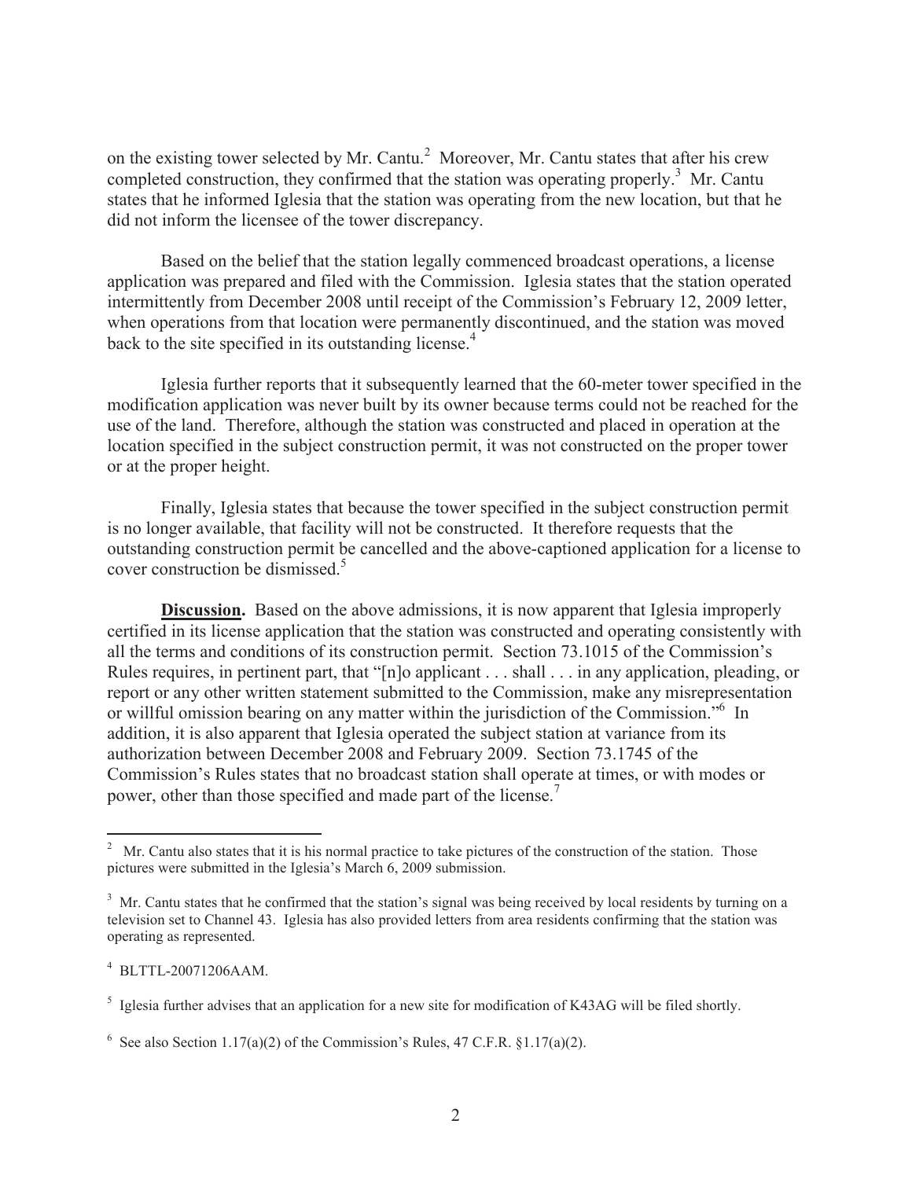on the existing tower selected by Mr. Cantu.[2] Moreover, Mr. Cantu states that after his crew completed construction, they confirmed that the station was operating properly.[3] Mr. Cantu states that he informed Iglesia that the station was operating from the new location, but that he did not inform the licensee of the tower discrepancy.

Based on the belief that the station legally commenced broadcast operations, a license application was prepared and filed with the Commission. Iglesia states that the station operated intermittently from December 2008 until receipt of the Commission's February 12, 2009 letter, when operations from that location were permanently discontinued, and the station was moved back to the site specified in its outstanding license.[4]

Iglesia further reports that it subsequently learned that the 60-meter tower specified in the modification application was never built by its owner because terms could not be reached for the use of the land. Therefore, although the station was constructed and placed in operation at the location specified in the subject construction permit, it was not constructed on the proper tower or at the proper height.

Finally, Iglesia states that because the tower specified in the subject construction permit is no longer available, that facility will not be constructed. It therefore requests that the outstanding construction permit be cancelled and the above-captioned application for a license to cover construction be dismissed.[5]

**Discussion.** Based on the above admissions, it is now apparent that Iglesia improperly certified in its license application that the station was constructed and operating consistently with all the terms and conditions of its construction permit. Section 73.1015 of the Commission's Rules requires, in pertinent part, that "[n]o applicant . . . shall . . . in any application, pleading, or report or any other written statement submitted to the Commission, make any misrepresentation or willful omission bearing on any matter within the jurisdiction of the Commission."[6] In addition, it is also apparent that Iglesia operated the subject station at variance from its authorization between December 2008 and February 2009. Section 73.1745 of the Commission's Rules states that no broadcast station shall operate at times, or with modes or power, other than those specified and made part of the license.[7]

---

[2] Mr. Cantu also states that it is his normal practice to take pictures of the construction of the station. Those pictures were submitted in the Iglesia's March 6, 2009 submission.

[3] Mr. Cantu states that he confirmed that the station's signal was being received by local residents by turning on a television set to Channel 43. Iglesia has also provided letters from area residents confirming that the station was operating as represented.

[4] BLTTL-20071206AAM.

[5] Iglesia further advises that an application for a new site for modification of K43AG will be filed shortly.

[6] See also Section 1.17(a)(2) of the Commission's Rules, 47 C.F.R. §1.17(a)(2).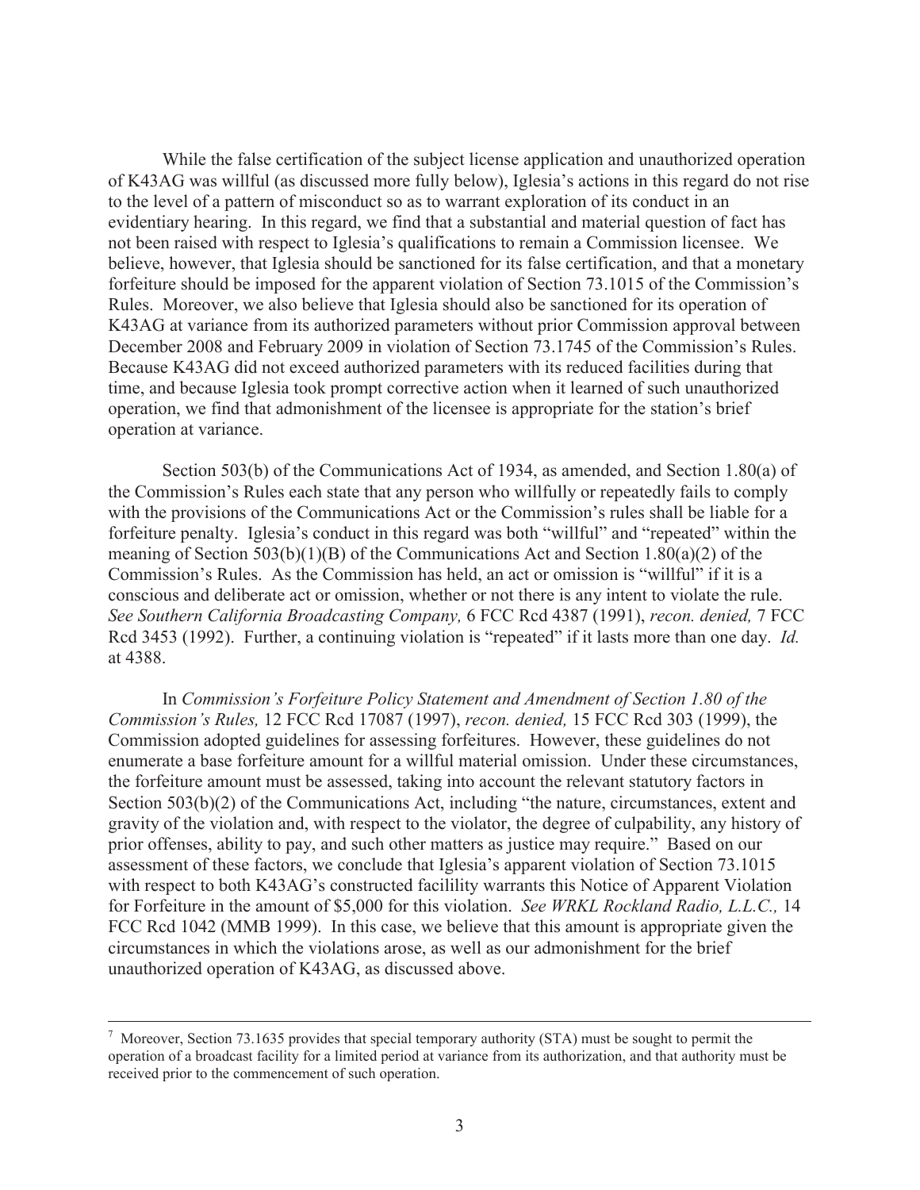While the false certification of the subject license application and unauthorized operation of K43AG was willful (as discussed more fully below), Iglesia's actions in this regard do not rise to the level of a pattern of misconduct so as to warrant exploration of its conduct in an evidentiary hearing. In this regard, we find that a substantial and material question of fact has not been raised with respect to Iglesia's qualifications to remain a Commission licensee. We believe, however, that Iglesia should be sanctioned for its false certification, and that a monetary forfeiture should be imposed for the apparent violation of Section 73.1015 of the Commission's Rules. Moreover, we also believe that Iglesia should also be sanctioned for its operation of K43AG at variance from its authorized parameters without prior Commission approval between December 2008 and February 2009 in violation of Section 73.1745 of the Commission's Rules. Because K43AG did not exceed authorized parameters with its reduced facilities during that time, and because Iglesia took prompt corrective action when it learned of such unauthorized operation, we find that admonishment of the licensee is appropriate for the station's brief operation at variance.

Section 503(b) of the Communications Act of 1934, as amended, and Section 1.80(a) of the Commission's Rules each state that any person who willfully or repeatedly fails to comply with the provisions of the Communications Act or the Commission's rules shall be liable for a forfeiture penalty. Iglesia's conduct in this regard was both "willful" and "repeated" within the meaning of Section 503(b)(1)(B) of the Communications Act and Section 1.80(a)(2) of the Commission's Rules. As the Commission has held, an act or omission is "willful" if it is a conscious and deliberate act or omission, whether or not there is any intent to violate the rule. *See Southern California Broadcasting Company,* 6 FCC Rcd 4387 (1991), *recon. denied,* 7 FCC Rcd 3453 (1992). Further, a continuing violation is "repeated" if it lasts more than one day. *Id.* at 4388.

In *Commission's Forfeiture Policy Statement and Amendment of Section 1.80 of the Commission's Rules,* 12 FCC Rcd 17087 (1997), *recon. denied,* 15 FCC Rcd 303 (1999), the Commission adopted guidelines for assessing forfeitures. However, these guidelines do not enumerate a base forfeiture amount for a willful material omission. Under these circumstances, the forfeiture amount must be assessed, taking into account the relevant statutory factors in Section 503(b)(2) of the Communications Act, including "the nature, circumstances, extent and gravity of the violation and, with respect to the violator, the degree of culpability, any history of prior offenses, ability to pay, and such other matters as justice may require." Based on our assessment of these factors, we conclude that Iglesia's apparent violation of Section 73.1015 with respect to both K43AG's constructed facilility warrants this Notice of Apparent Violation for Forfeiture in the amount of $5,000 for this violation. *See WRKL Rockland Radio, L.L.C.,* 14 FCC Rcd 1042 (MMB 1999). In this case, we believe that this amount is appropriate given the circumstances in which the violations arose, as well as our admonishment for the brief unauthorized operation of K43AG, as discussed above.

---

[7] Moreover, Section 73.1635 provides that special temporary authority (STA) must be sought to permit the operation of a broadcast facility for a limited period at variance from its authorization, and that authority must be received prior to the commencement of such operation.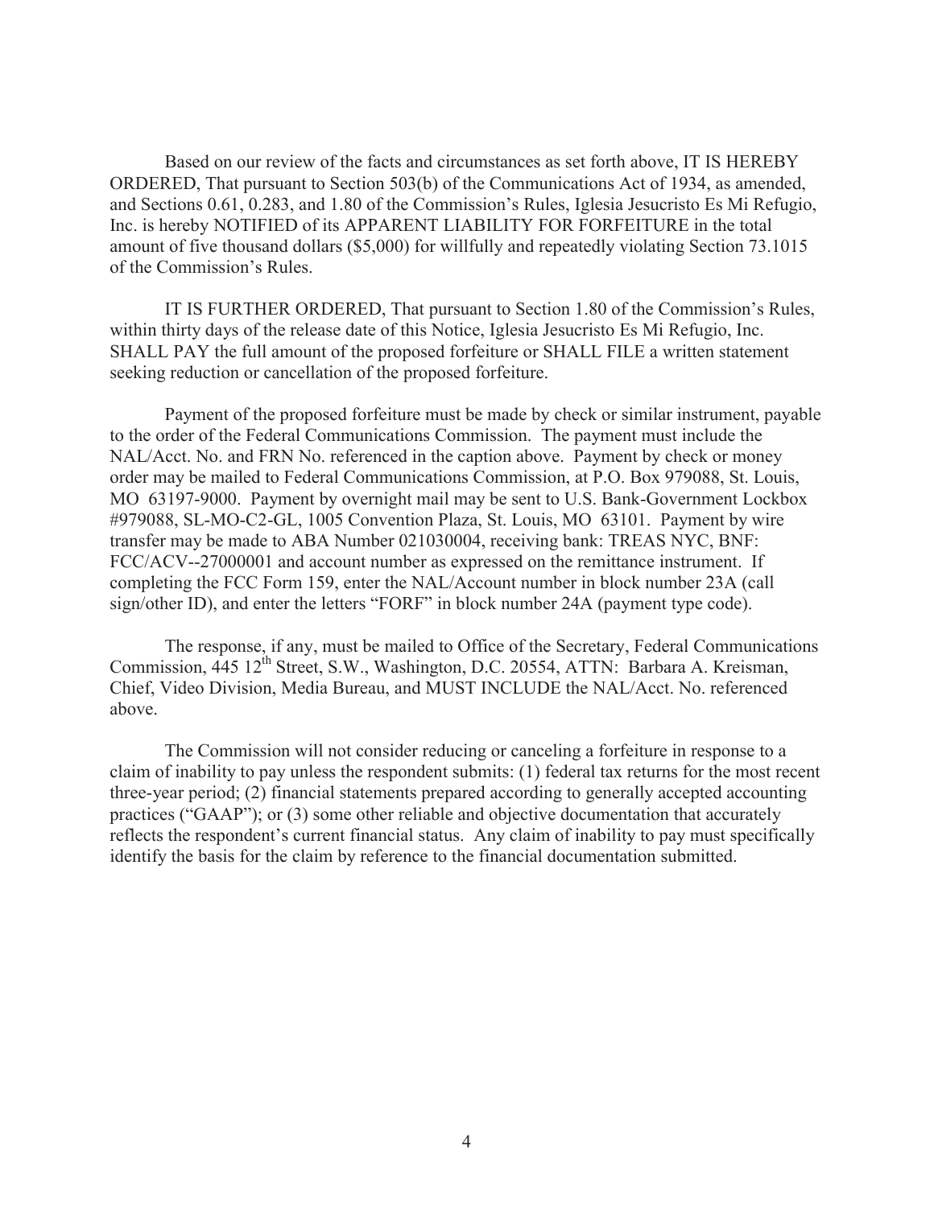Based on our review of the facts and circumstances as set forth above, IT IS HEREBY ORDERED, That pursuant to Section 503(b) of the Communications Act of 1934, as amended, and Sections 0.61, 0.283, and 1.80 of the Commission's Rules, Iglesia Jesucristo Es Mi Refugio, Inc. is hereby NOTIFIED of its APPARENT LIABILITY FOR FORFEITURE in the total amount of five thousand dollars ($5,000) for willfully and repeatedly violating Section 73.1015 of the Commission's Rules.

IT IS FURTHER ORDERED, That pursuant to Section 1.80 of the Commission's Rules, within thirty days of the release date of this Notice, Iglesia Jesucristo Es Mi Refugio, Inc. SHALL PAY the full amount of the proposed forfeiture or SHALL FILE a written statement seeking reduction or cancellation of the proposed forfeiture.

Payment of the proposed forfeiture must be made by check or similar instrument, payable to the order of the Federal Communications Commission. The payment must include the NAL/Acct. No. and FRN No. referenced in the caption above. Payment by check or money order may be mailed to Federal Communications Commission, at P.O. Box 979088, St. Louis, MO 63197-9000. Payment by overnight mail may be sent to U.S. Bank-Government Lockbox #979088, SL-MO-C2-GL, 1005 Convention Plaza, St. Louis, MO 63101. Payment by wire transfer may be made to ABA Number 021030004, receiving bank: TREAS NYC, BNF: FCC/ACV--27000001 and account number as expressed on the remittance instrument. If completing the FCC Form 159, enter the NAL/Account number in block number 23A (call sign/other ID), and enter the letters "FORF" in block number 24A (payment type code).

The response, if any, must be mailed to Office of the Secretary, Federal Communications Commission, 445 12th Street, S.W., Washington, D.C. 20554, ATTN: Barbara A. Kreisman, Chief, Video Division, Media Bureau, and MUST INCLUDE the NAL/Acct. No. referenced above.

The Commission will not consider reducing or canceling a forfeiture in response to a claim of inability to pay unless the respondent submits: (1) federal tax returns for the most recent three-year period; (2) financial statements prepared according to generally accepted accounting practices ("GAAP"); or (3) some other reliable and objective documentation that accurately reflects the respondent's current financial status. Any claim of inability to pay must specifically identify the basis for the claim by reference to the financial documentation submitted.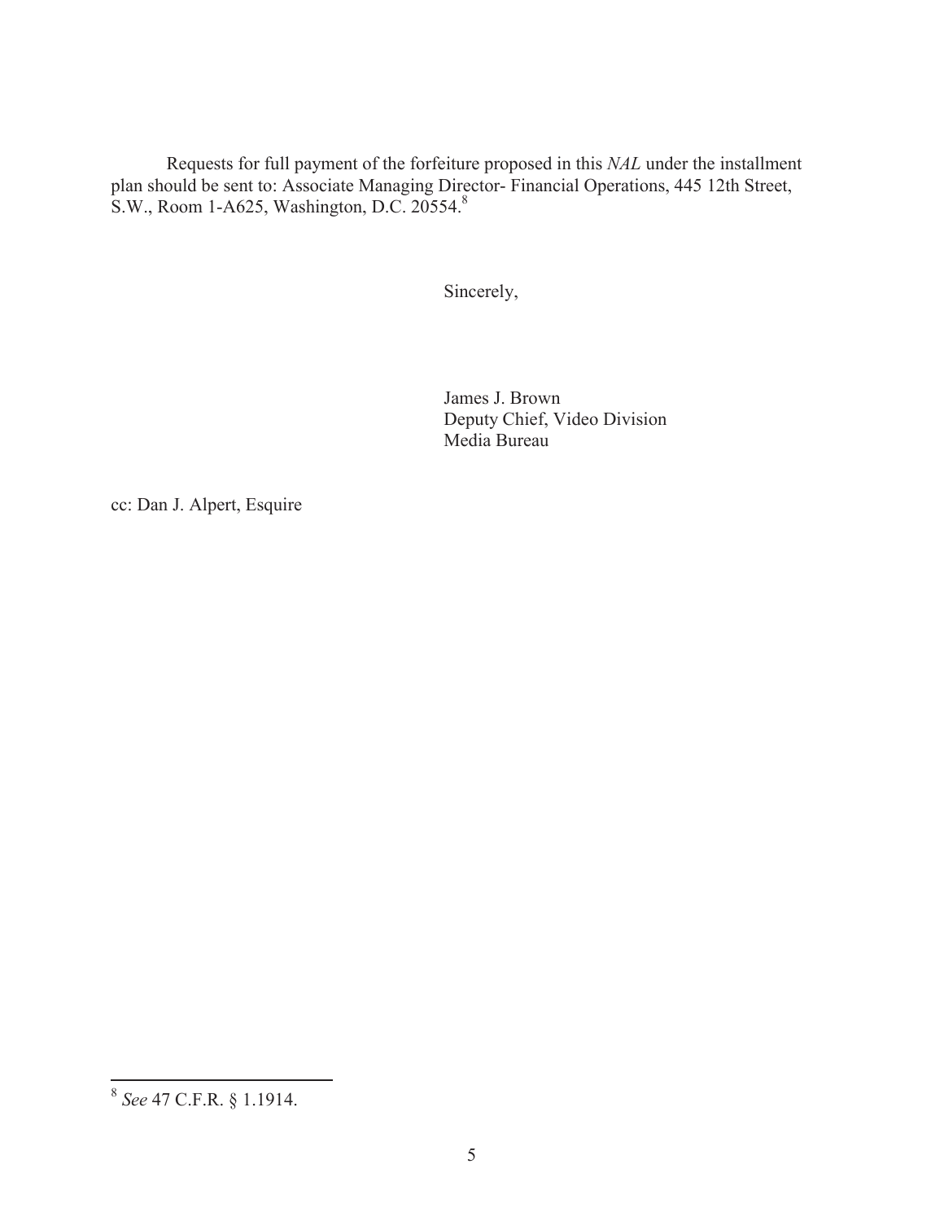Requests for full payment of the forfeiture proposed in this *NAL* under the installment plan should be sent to: Associate Managing Director- Financial Operations, 445 12th Street, S.W., Room 1-A625, Washington, D.C. 20554.[8]

Sincerely,

James J. Brown
Deputy Chief, Video Division
Media Bureau

cc: Dan J. Alpert, Esquire

---

[8] *See* 47 C.F.R. § 1.1914.